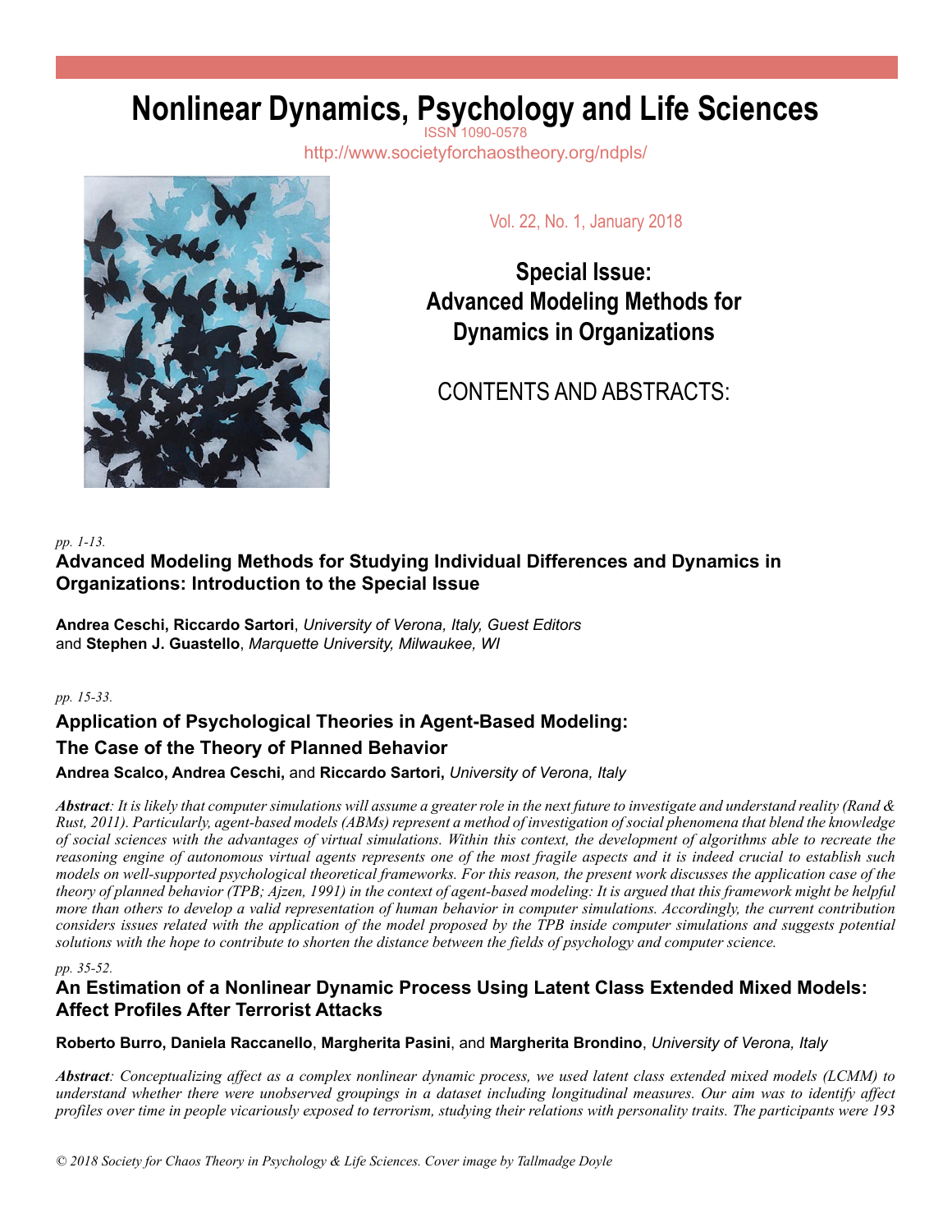# Nonlinear Dynamics, Psychology and Life Sciences

ISSN 1090-0578

http://www.societyforchaostheory.org/ndpls/

Vol. 22, No. 1, January 2018

## Special Issue: Advanced Modeling Methods for Dynamics in Organizations

## CONTENTS AND ABSTRACTS:

*pp. 1-13.*

### Advanced Modeling Methods for Studying Individual Differences and Dynamics in Organizations: Introduction to the Special Issue

**Andrea Ceschi, Riccardo Sartori**, *University of Verona, Italy, Guest Editors* and **Stephen J. Guastello**, *Marquette University, Milwaukee, WI*

*pp. 15-33.*

### Application of Psychological Theories in Agent-Based Modeling: The Case of the Theory of Planned Behavior

**Andrea Scalco, Andrea Ceschi,** and **Riccardo Sartori,** *University of Verona, Italy*

***Abstract**: It is likely that computer simulations will assume a greater role in the next future to investigate and understand reality (Rand & Rust, 2011). Particularly, agent-based models (ABMs) represent a method of investigation of social phenomena that blend the knowledge of social sciences with the advantages of virtual simulations. Within this context, the development of algorithms able to recreate the reasoning engine of autonomous virtual agents represents one of the most fragile aspects and it is indeed crucial to establish such models on well-supported psychological theoretical frameworks. For this reason, the present work discusses the application case of the theory of planned behavior (TPB; Ajzen, 1991) in the context of agent-based modeling: It is argued that this framework might be helpful more than others to develop a valid representation of human behavior in computer simulations. Accordingly, the current contribution considers issues related with the application of the model proposed by the TPB inside computer simulations and suggests potential solutions with the hope to contribute to shorten the distance between the fields of psychology and computer science.*

*pp. 35-52.*

### An Estimation of a Nonlinear Dynamic Process Using Latent Class Extended Mixed Models: Affect Profiles After Terrorist Attacks

**Roberto Burro, Daniela Raccanello**, **Margherita Pasini**, and **Margherita Brondino**, *University of Verona, Italy*

***Abstract**: Conceptualizing affect as a complex nonlinear dynamic process, we used latent class extended mixed models (LCMM) to understand whether there were unobserved groupings in a dataset including longitudinal measures. Our aim was to identify affect profiles over time in people vicariously exposed to terrorism, studying their relations with personality traits. The participants were 193*

*© 2018 Society for Chaos Theory in Psychology & Life Sciences. Cover image by Tallmadge Doyle*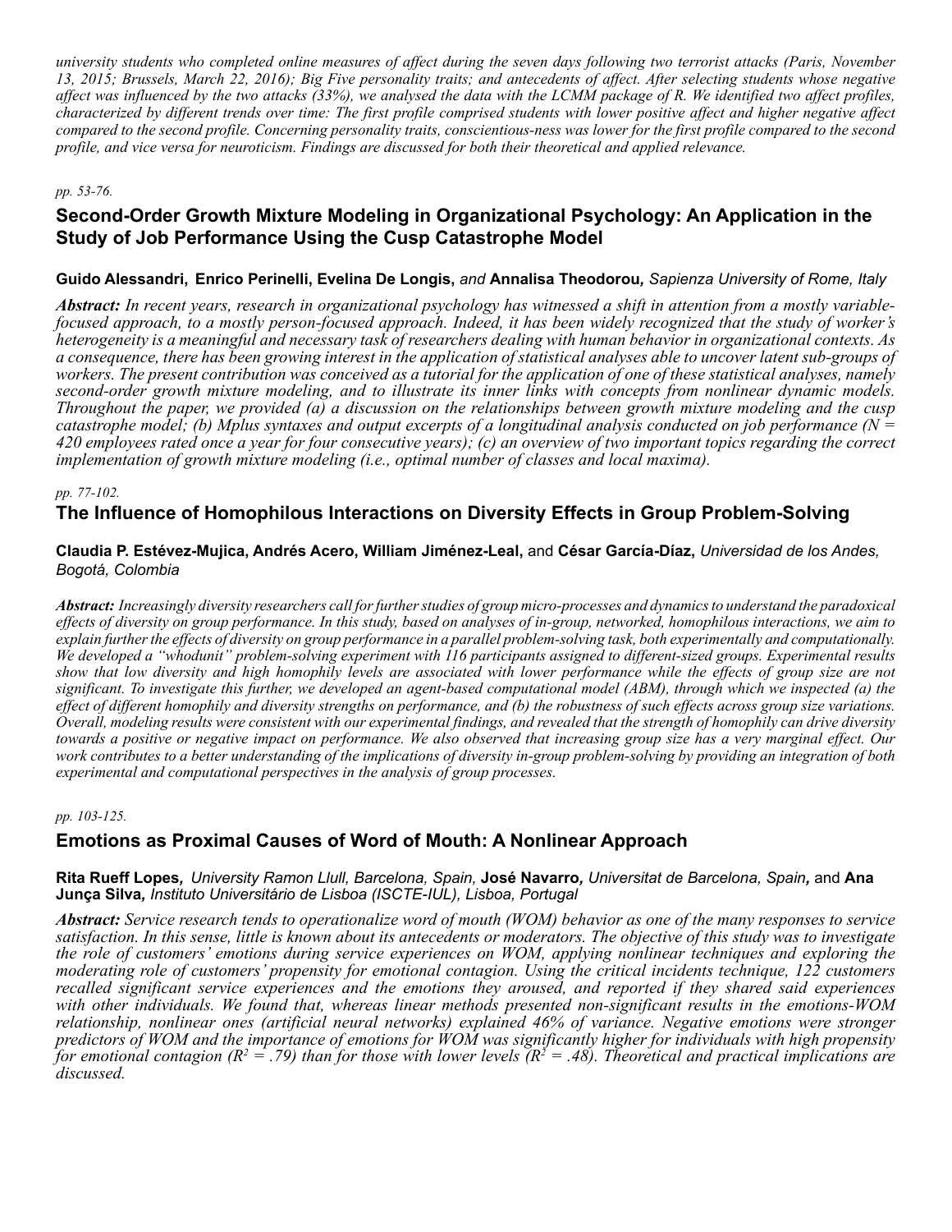*university students who completed online measures of affect during the seven days following two terrorist attacks (Paris, November 13, 2015; Brussels, March 22, 2016); Big Five personality traits; and antecedents of affect. After selecting students whose negative affect was influenced by the two attacks (33%), we analysed the data with the LCMM package of R. We identified two affect profiles, characterized by different trends over time: The first profile comprised students with lower positive affect and higher negative affect compared to the second profile. Concerning personality traits, conscientious-ness was lower for the first profile compared to the second profile, and vice versa for neuroticism. Findings are discussed for both their theoretical and applied relevance.*

*pp. 53-76.*

## Second-Order Growth Mixture Modeling in Organizational Psychology: An Application in the Study of Job Performance Using the Cusp Catastrophe Model

**Guido Alessandri, Enrico Perinelli, Evelina De Longis,** *and* **Annalisa Theodorou,** *Sapienza University of Rome, Italy*

***Abstract:*** *In recent years, research in organizational psychology has witnessed a shift in attention from a mostly variable-focused approach, to a mostly person-focused approach. Indeed, it has been widely recognized that the study of worker's heterogeneity is a meaningful and necessary task of researchers dealing with human behavior in organizational contexts. As a consequence, there has been growing interest in the application of statistical analyses able to uncover latent sub-groups of workers. The present contribution was conceived as a tutorial for the application of one of these statistical analyses, namely second-order growth mixture modeling, and to illustrate its inner links with concepts from nonlinear dynamic models. Throughout the paper, we provided (a) a discussion on the relationships between growth mixture modeling and the cusp catastrophe model; (b) Mplus syntaxes and output excerpts of a longitudinal analysis conducted on job performance (N = 420 employees rated once a year for four consecutive years); (c) an overview of two important topics regarding the correct implementation of growth mixture modeling (i.e., optimal number of classes and local maxima).*

*pp. 77-102.*

## The Influence of Homophilous Interactions on Diversity Effects in Group Problem-Solving

**Claudia P. Estévez-Mujica, Andrés Acero, William Jiménez-Leal,** and **César García-Díaz,** *Universidad de los Andes, Bogotá, Colombia*

***Abstract:*** *Increasingly diversity researchers call for further studies of group micro-processes and dynamics to understand the paradoxical effects of diversity on group performance. In this study, based on analyses of in-group, networked, homophilous interactions, we aim to explain further the effects of diversity on group performance in a parallel problem-solving task, both experimentally and computationally. We developed a "whodunit" problem-solving experiment with 116 participants assigned to different-sized groups. Experimental results show that low diversity and high homophily levels are associated with lower performance while the effects of group size are not significant. To investigate this further, we developed an agent-based computational model (ABM), through which we inspected (a) the effect of different homophily and diversity strengths on performance, and (b) the robustness of such effects across group size variations. Overall, modeling results were consistent with our experimental findings, and revealed that the strength of homophily can drive diversity towards a positive or negative impact on performance. We also observed that increasing group size has a very marginal effect. Our work contributes to a better understanding of the implications of diversity in-group problem-solving by providing an integration of both experimental and computational perspectives in the analysis of group processes.*

*pp. 103-125.*

## Emotions as Proximal Causes of Word of Mouth: A Nonlinear Approach

**Rita Rueff Lopes,** *University Ramon Llull, Barcelona, Spain,* **José Navarro,** *Universitat de Barcelona, Spain,* and **Ana Junça Silva,** *Instituto Universitário de Lisboa (ISCTE-IUL), Lisboa, Portugal*

***Abstract:*** *Service research tends to operationalize word of mouth (WOM) behavior as one of the many responses to service satisfaction. In this sense, little is known about its antecedents or moderators. The objective of this study was to investigate the role of customers' emotions during service experiences on WOM, applying nonlinear techniques and exploring the moderating role of customers' propensity for emotional contagion. Using the critical incidents technique, 122 customers recalled significant service experiences and the emotions they aroused, and reported if they shared said experiences with other individuals. We found that, whereas linear methods presented non-significant results in the emotions-WOM relationship, nonlinear ones (artificial neural networks) explained 46% of variance. Negative emotions were stronger predictors of WOM and the importance of emotions for WOM was significantly higher for individuals with high propensity for emotional contagion ($R^2 = .79$) than for those with lower levels ($R^2 = .48$). Theoretical and practical implications are discussed.*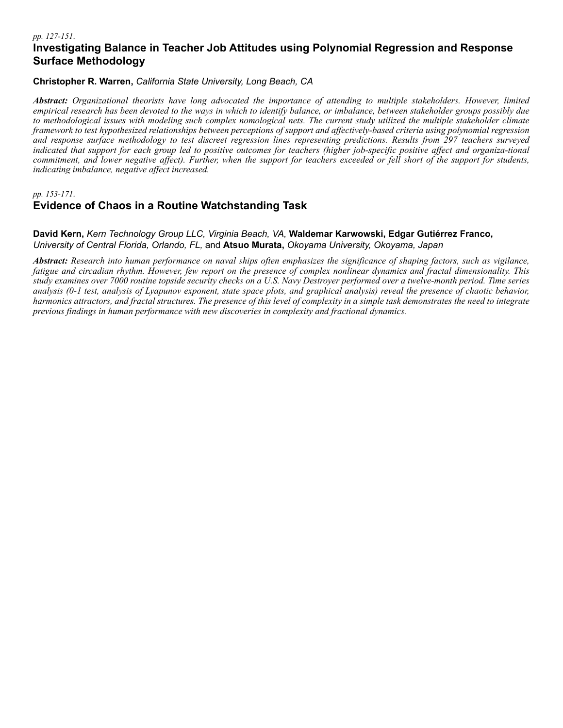*pp. 127-151.*

## Investigating Balance in Teacher Job Attitudes using Polynomial Regression and Response Surface Methodology

**Christopher R. Warren,** *California State University, Long Beach, CA*

***Abstract:*** *Organizational theorists have long advocated the importance of attending to multiple stakeholders. However, limited empirical research has been devoted to the ways in which to identify balance, or imbalance, between stakeholder groups possibly due to methodological issues with modeling such complex nomological nets. The current study utilized the multiple stakeholder climate framework to test hypothesized relationships between perceptions of support and affectively-based criteria using polynomial regression and response surface methodology to test discreet regression lines representing predictions. Results from 297 teachers surveyed indicated that support for each group led to positive outcomes for teachers (higher job-specific positive affect and organiza-tional commitment, and lower negative affect). Further, when the support for teachers exceeded or fell short of the support for students, indicating imbalance, negative affect increased.*

*pp. 153-171.*

## Evidence of Chaos in a Routine Watchstanding Task

**David Kern,** *Kern Technology Group LLC, Virginia Beach, VA,* **Waldemar Karwowski, Edgar Gutiérrez Franco,** *University of Central Florida, Orlando, FL,* and **Atsuo Murata,** *Okoyama University, Okoyama, Japan*

***Abstract:*** *Research into human performance on naval ships often emphasizes the significance of shaping factors, such as vigilance, fatigue and circadian rhythm. However, few report on the presence of complex nonlinear dynamics and fractal dimensionality. This study examines over 7000 routine topside security checks on a U.S. Navy Destroyer performed over a twelve-month period. Time series analysis (0-1 test, analysis of Lyapunov exponent, state space plots, and graphical analysis) reveal the presence of chaotic behavior, harmonics attractors, and fractal structures. The presence of this level of complexity in a simple task demonstrates the need to integrate previous findings in human performance with new discoveries in complexity and fractional dynamics.*